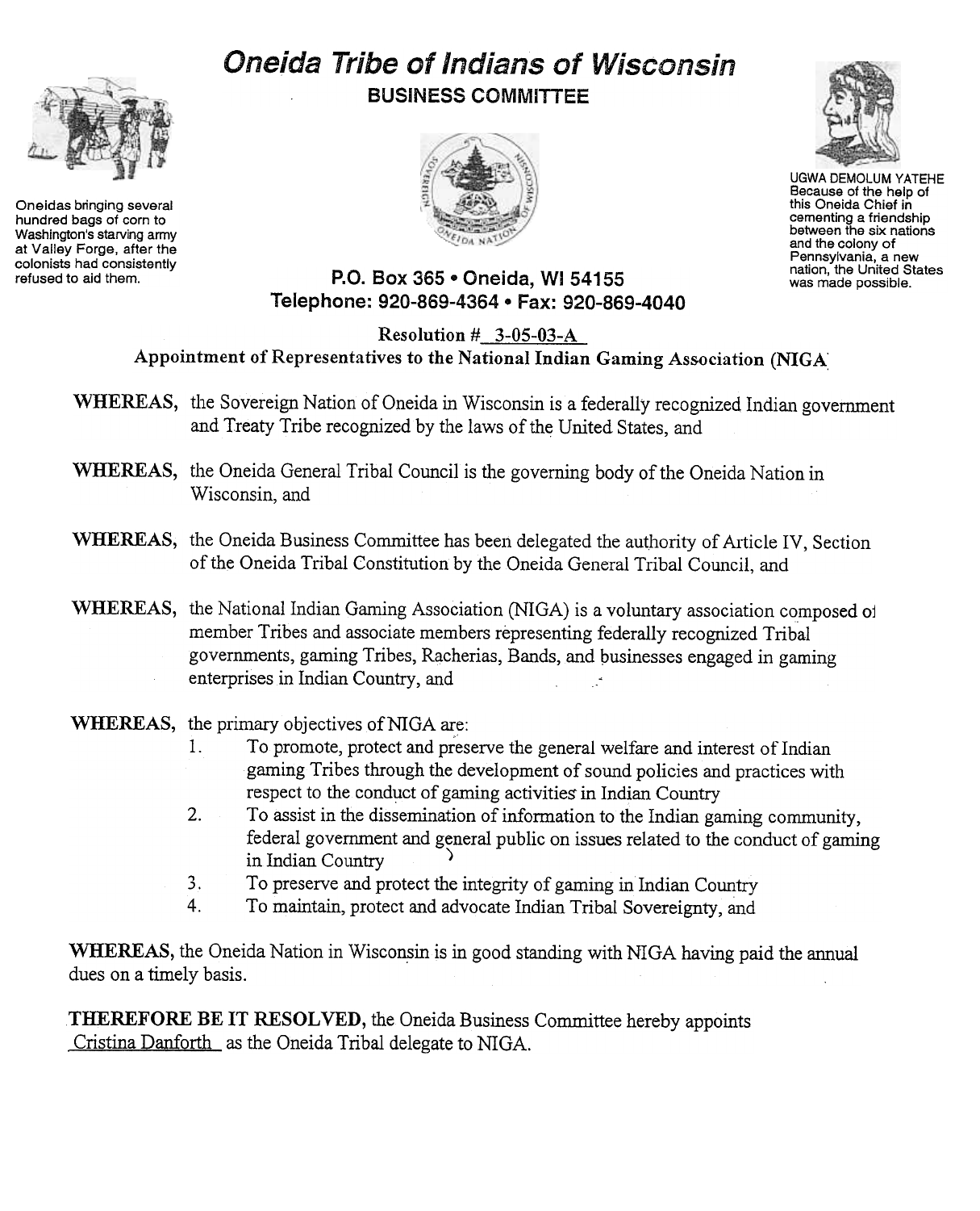# Oneida Tribe of Indians of Wisconsin

## BUSINESS COMMITTEE

Oneidas bringing several hundred bags of corn to Washington's starving army at Valley Forge, after the colonists had consistently refused to aid them.

UGWA DEMOLUM YATEHE
Because of the help of this Oneida Chief in cementing a friendship between the six nations and the colony of Pennsylvania, a new nation, the United States was made possible.

**P.O. Box 365 • Oneida, WI 54155**
**Telephone: 920-869-4364 • Fax: 920-869-4040**

**Resolution # 3-05-03-A**
**Appointment of Representatives to the National Indian Gaming Association (NIGA)**

**WHEREAS,** the Sovereign Nation of Oneida in Wisconsin is a federally recognized Indian government and Treaty Tribe recognized by the laws of the United States, and

**WHEREAS,** the Oneida General Tribal Council is the governing body of the Oneida Nation in Wisconsin, and

**WHEREAS,** the Oneida Business Committee has been delegated the authority of Article IV, Section of the Oneida Tribal Constitution by the Oneida General Tribal Council, and

**WHEREAS,** the National Indian Gaming Association (NIGA) is a voluntary association composed of member Tribes and associate members representing federally recognized Tribal governments, gaming Tribes, Racherias, Bands, and businesses engaged in gaming enterprises in Indian Country, and

**WHEREAS,** the primary objectives of NIGA are:

1. To promote, protect and preserve the general welfare and interest of Indian gaming Tribes through the development of sound policies and practices with respect to the conduct of gaming activities in Indian Country
2. To assist in the dissemination of information to the Indian gaming community, federal government and general public on issues related to the conduct of gaming in Indian Country
3. To preserve and protect the integrity of gaming in Indian Country
4. To maintain, protect and advocate Indian Tribal Sovereignty, and

**WHEREAS,** the Oneida Nation in Wisconsin is in good standing with NIGA having paid the annual dues on a timely basis.

**THEREFORE BE IT RESOLVED,** the Oneida Business Committee hereby appoints Cristina Danforth as the Oneida Tribal delegate to NIGA.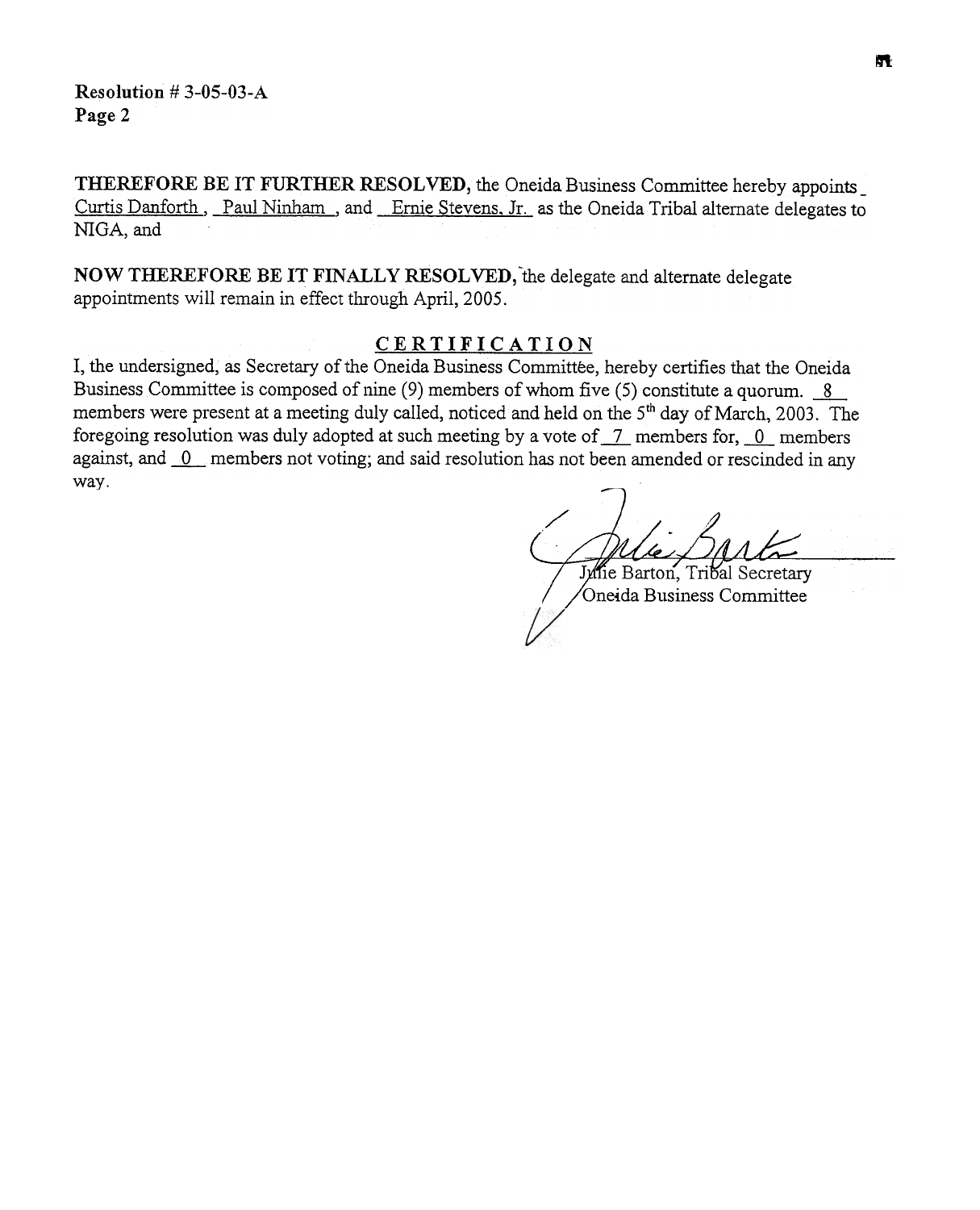Resolution # 3-05-03-A
Page 2

**THEREFORE BE IT FURTHER RESOLVED,** the Oneida Business Committee hereby appoints Curtis Danforth, Paul Ninham, and Ernie Stevens, Jr. as the Oneida Tribal alternate delegates to NIGA, and

**NOW THEREFORE BE IT FINALLY RESOLVED,** the delegate and alternate delegate appointments will remain in effect through April, 2005.

## CERTIFICATION

I, the undersigned, as Secretary of the Oneida Business Committee, hereby certifies that the Oneida Business Committee is composed of nine (9) members of whom five (5) constitute a quorum. 8 members were present at a meeting duly called, noticed and held on the 5th day of March, 2003. The foregoing resolution was duly adopted at such meeting by a vote of 7 members for, 0 members against, and 0 members not voting; and said resolution has not been amended or rescinded in any way.

Julie Barton, Tribal Secretary
Oneida Business Committee